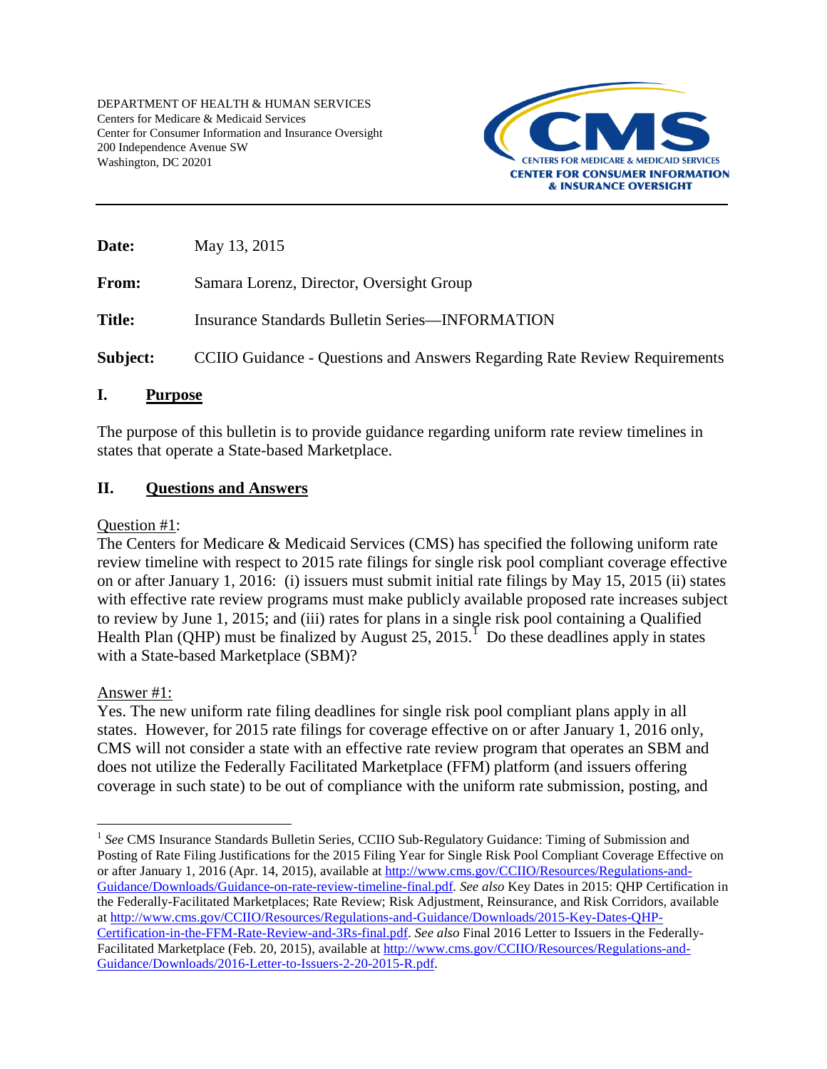DEPARTMENT OF HEALTH & HUMAN SERVICES
Centers for Medicare & Medicaid Services
Center for Consumer Information and Insurance Oversight
200 Independence Avenue SW
Washington, DC 20201

CMS — CENTERS FOR MEDICARE & MEDICAID SERVICES
CENTER FOR CONSUMER INFORMATION & INSURANCE OVERSIGHT

---

**Date:** May 13, 2015

**From:** Samara Lorenz, Director, Oversight Group

**Title:** Insurance Standards Bulletin Series—INFORMATION

**Subject:** CCIIO Guidance - Questions and Answers Regarding Rate Review Requirements

## I. Purpose

The purpose of this bulletin is to provide guidance regarding uniform rate review timelines in states that operate a State-based Marketplace.

## II. Questions and Answers

Question #1:
The Centers for Medicare & Medicaid Services (CMS) has specified the following uniform rate review timeline with respect to 2015 rate filings for single risk pool compliant coverage effective on or after January 1, 2016: (i) issuers must submit initial rate filings by May 15, 2015 (ii) states with effective rate review programs must make publicly available proposed rate increases subject to review by June 1, 2015; and (iii) rates for plans in a single risk pool containing a Qualified Health Plan (QHP) must be finalized by August 25, 2015.[1] Do these deadlines apply in states with a State-based Marketplace (SBM)?

Answer #1:
Yes. The new uniform rate filing deadlines for single risk pool compliant plans apply in all states. However, for 2015 rate filings for coverage effective on or after January 1, 2016 only, CMS will not consider a state with an effective rate review program that operates an SBM and does not utilize the Federally Facilitated Marketplace (FFM) platform (and issuers offering coverage in such state) to be out of compliance with the uniform rate submission, posting, and

---

[1] *See* CMS Insurance Standards Bulletin Series, CCIIO Sub-Regulatory Guidance: Timing of Submission and Posting of Rate Filing Justifications for the 2015 Filing Year for Single Risk Pool Compliant Coverage Effective on or after January 1, 2016 (Apr. 14, 2015), available at http://www.cms.gov/CCIIO/Resources/Regulations-and-Guidance/Downloads/Guidance-on-rate-review-timeline-final.pdf. *See also* Key Dates in 2015: QHP Certification in the Federally-Facilitated Marketplaces; Rate Review; Risk Adjustment, Reinsurance, and Risk Corridors, available at http://www.cms.gov/CCIIO/Resources/Regulations-and-Guidance/Downloads/2015-Key-Dates-QHP-Certification-in-the-FFM-Rate-Review-and-3Rs-final.pdf. *See also* Final 2016 Letter to Issuers in the Federally-Facilitated Marketplace (Feb. 20, 2015), available at http://www.cms.gov/CCIIO/Resources/Regulations-and-Guidance/Downloads/2016-Letter-to-Issuers-2-20-2015-R.pdf.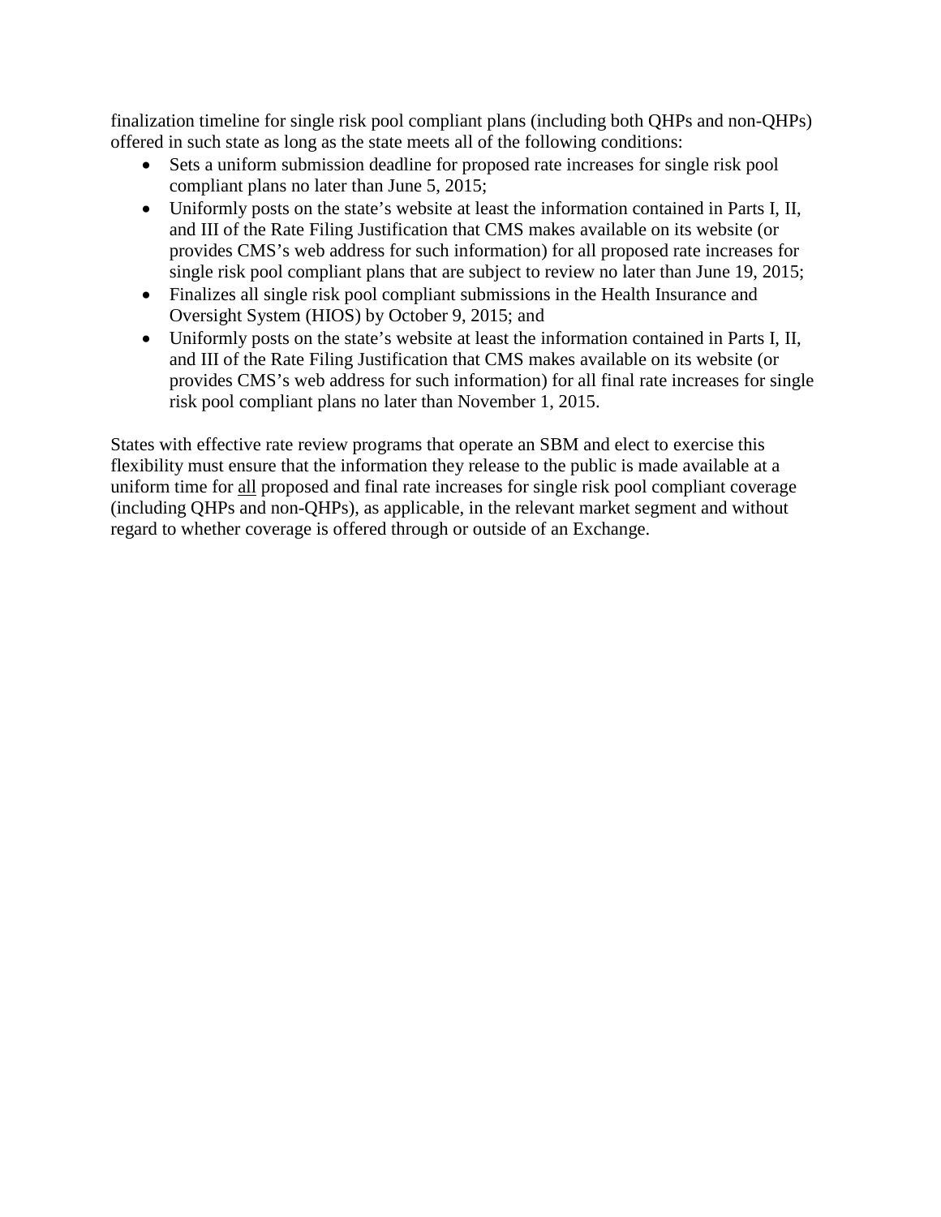finalization timeline for single risk pool compliant plans (including both QHPs and non-QHPs) offered in such state as long as the state meets all of the following conditions:

- Sets a uniform submission deadline for proposed rate increases for single risk pool compliant plans no later than June 5, 2015;
- Uniformly posts on the state's website at least the information contained in Parts I, II, and III of the Rate Filing Justification that CMS makes available on its website (or provides CMS's web address for such information) for all proposed rate increases for single risk pool compliant plans that are subject to review no later than June 19, 2015;
- Finalizes all single risk pool compliant submissions in the Health Insurance and Oversight System (HIOS) by October 9, 2015; and
- Uniformly posts on the state's website at least the information contained in Parts I, II, and III of the Rate Filing Justification that CMS makes available on its website (or provides CMS's web address for such information) for all final rate increases for single risk pool compliant plans no later than November 1, 2015.

States with effective rate review programs that operate an SBM and elect to exercise this flexibility must ensure that the information they release to the public is made available at a uniform time for <u>all</u> proposed and final rate increases for single risk pool compliant coverage (including QHPs and non-QHPs), as applicable, in the relevant market segment and without regard to whether coverage is offered through or outside of an Exchange.